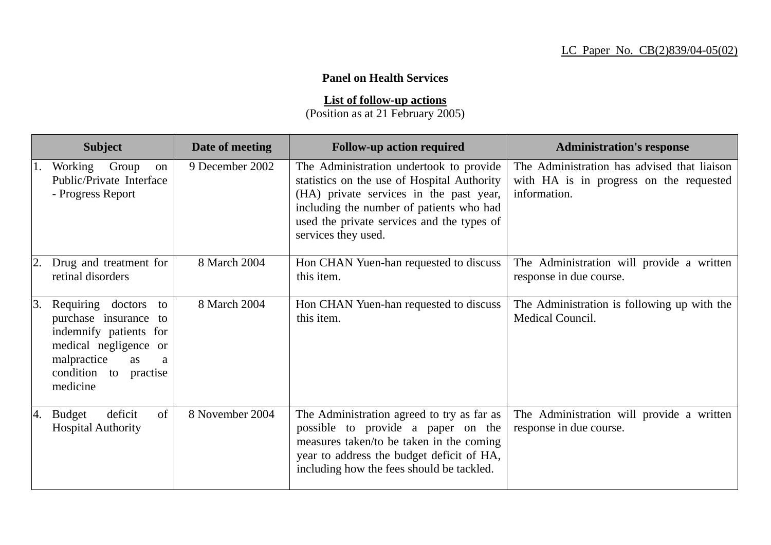LC Paper No. CB(2)839/04-05(02)

**Panel on Health Services**

**List of follow-up actions**
(Position as at 21 February 2005)

| Subject | Date of meeting | Follow-up action required | Administration's response |
|---|---|---|---|
| 1. Working Group on Public/Private Interface - Progress Report | 9 December 2002 | The Administration undertook to provide statistics on the use of Hospital Authority (HA) private services in the past year, including the number of patients who had used the private services and the types of services they used. | The Administration has advised that liaison with HA is in progress on the requested information. |
| 2. Drug and treatment for retinal disorders | 8 March 2004 | Hon CHAN Yuen-han requested to discuss this item. | The Administration will provide a written response in due course. |
| 3. Requiring doctors to purchase insurance to indemnify patients for medical negligence or malpractice as a condition to practise medicine | 8 March 2004 | Hon CHAN Yuen-han requested to discuss this item. | The Administration is following up with the Medical Council. |
| 4. Budget deficit of Hospital Authority | 8 November 2004 | The Administration agreed to try as far as possible to provide a paper on the measures taken/to be taken in the coming year to address the budget deficit of HA, including how the fees should be tackled. | The Administration will provide a written response in due course. |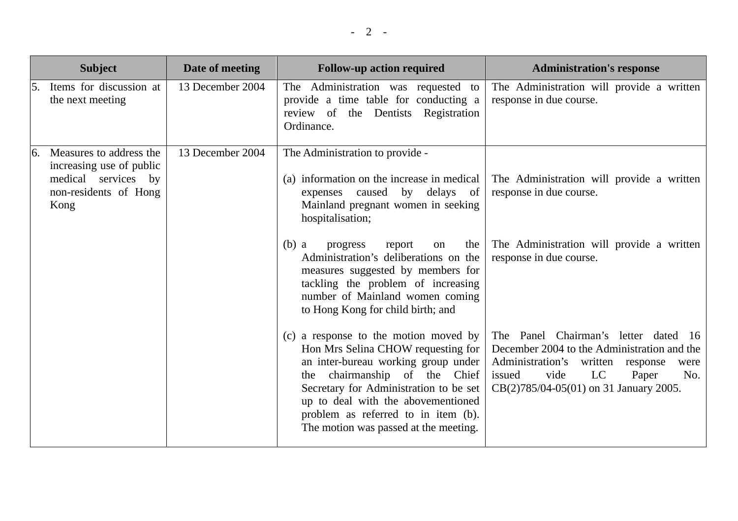| Subject | Date of meeting | Follow-up action required | Administration's response |
|---|---|---|---|
| 5. Items for discussion at the next meeting | 13 December 2004 | The Administration was requested to provide a time table for conducting a review of the Dentists Registration Ordinance. | The Administration will provide a written response in due course. |
| 6. Measures to address the increasing use of public medical services by non-residents of Hong Kong | 13 December 2004 | The Administration to provide - | |
| | | (a) information on the increase in medical expenses caused by delays of Mainland pregnant women in seeking hospitalisation; | The Administration will provide a written response in due course. |
| | | (b) a progress report on the Administration's deliberations on the measures suggested by members for tackling the problem of increasing number of Mainland women coming to Hong Kong for child birth; and | The Administration will provide a written response in due course. |
| | | (c) a response to the motion moved by Hon Mrs Selina CHOW requesting for an inter-bureau working group under the chairmanship of the Chief Secretary for Administration to be set up to deal with the abovementioned problem as referred to in item (b). The motion was passed at the meeting. | The Panel Chairman's letter dated 16 December 2004 to the Administration and the Administration's written response were issued vide LC Paper No. CB(2)785/04-05(01) on 31 January 2005. |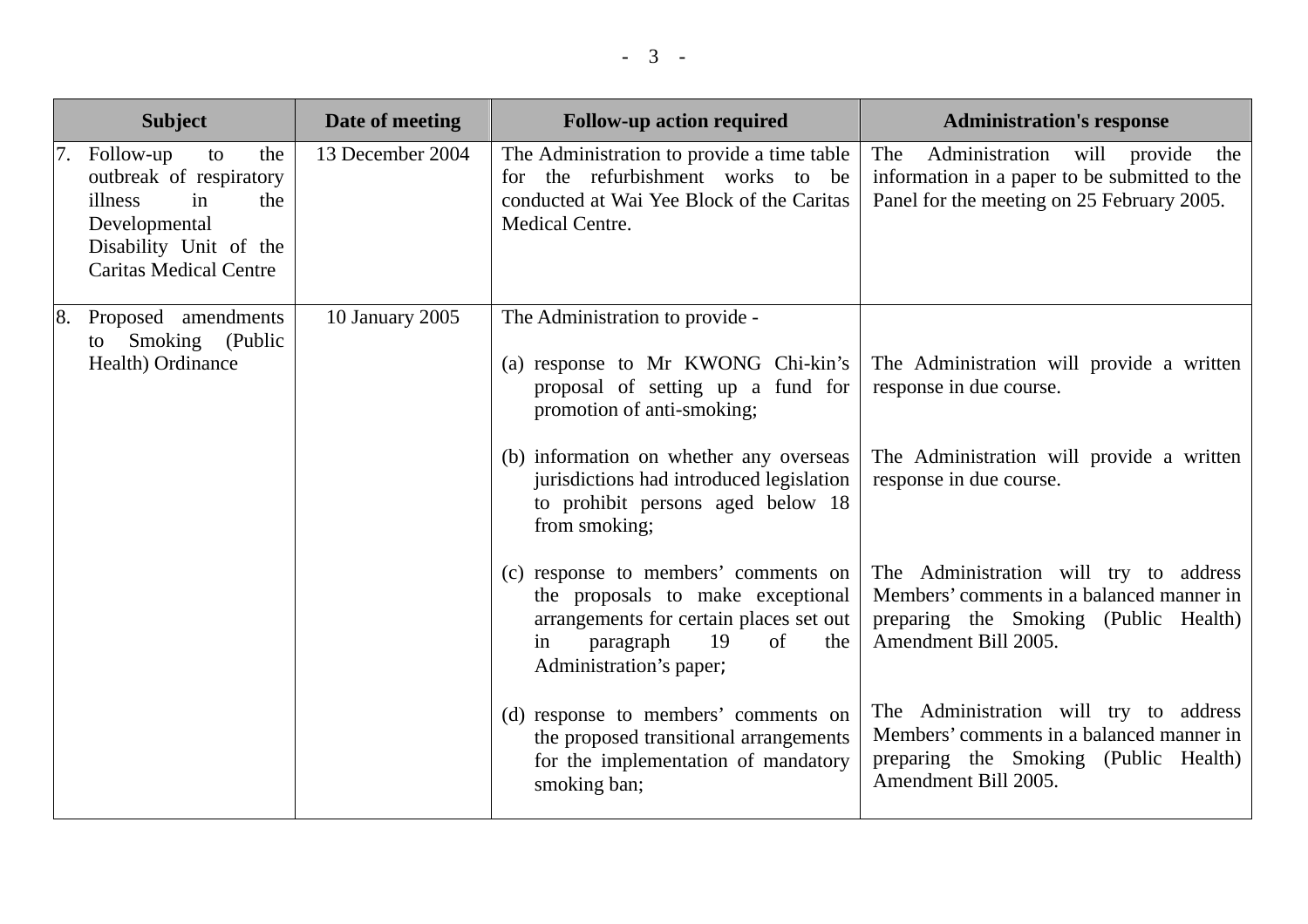| Subject | Date of meeting | Follow-up action required | Administration's response |
|---|---|---|---|
| 7. Follow-up to the outbreak of respiratory illness in the Developmental Disability Unit of the Caritas Medical Centre | 13 December 2004 | The Administration to provide a time table for the refurbishment works to be conducted at Wai Yee Block of the Caritas Medical Centre. | The Administration will provide the information in a paper to be submitted to the Panel for the meeting on 25 February 2005. |
| 8. Proposed amendments to Smoking (Public Health) Ordinance | 10 January 2005 | The Administration to provide - | |
| | | (a) response to Mr KWONG Chi-kin's proposal of setting up a fund for promotion of anti-smoking; | The Administration will provide a written response in due course. |
| | | (b) information on whether any overseas jurisdictions had introduced legislation to prohibit persons aged below 18 from smoking; | The Administration will provide a written response in due course. |
| | | (c) response to members' comments on the proposals to make exceptional arrangements for certain places set out in paragraph 19 of the Administration's paper; | The Administration will try to address Members' comments in a balanced manner in preparing the Smoking (Public Health) Amendment Bill 2005. |
| | | (d) response to members' comments on the proposed transitional arrangements for the implementation of mandatory smoking ban; | The Administration will try to address Members' comments in a balanced manner in preparing the Smoking (Public Health) Amendment Bill 2005. |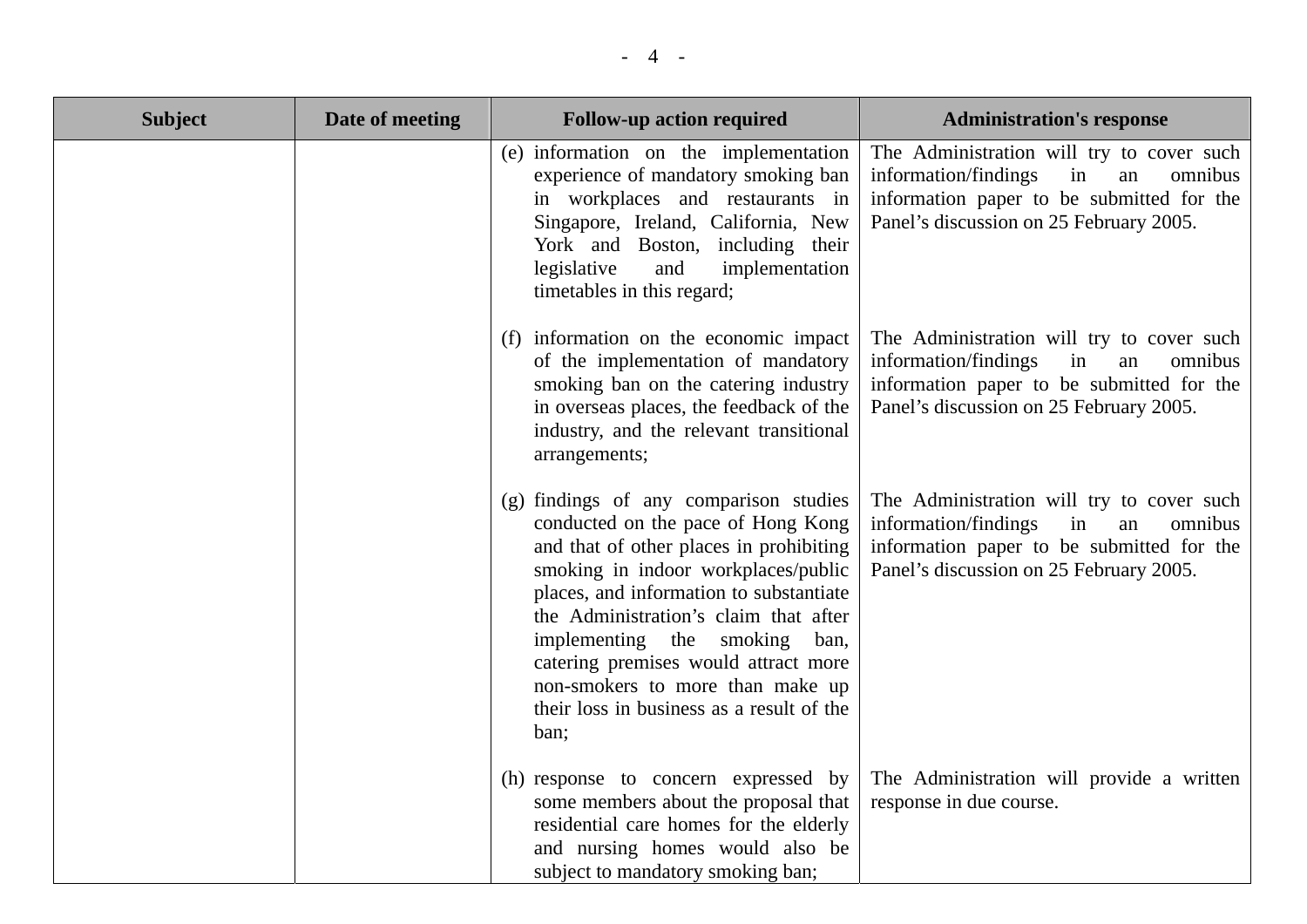| Subject | Date of meeting | Follow-up action required | Administration's response |
| --- | --- | --- | --- |
| | | (e) information on the implementation experience of mandatory smoking ban in workplaces and restaurants in Singapore, Ireland, California, New York and Boston, including their legislative and implementation timetables in this regard; | The Administration will try to cover such information/findings in an omnibus information paper to be submitted for the Panel's discussion on 25 February 2005. |
| | | (f) information on the economic impact of the implementation of mandatory smoking ban on the catering industry in overseas places, the feedback of the industry, and the relevant transitional arrangements; | The Administration will try to cover such information/findings in an omnibus information paper to be submitted for the Panel's discussion on 25 February 2005. |
| | | (g) findings of any comparison studies conducted on the pace of Hong Kong and that of other places in prohibiting smoking in indoor workplaces/public places, and information to substantiate the Administration's claim that after implementing the smoking ban, catering premises would attract more non-smokers to more than make up their loss in business as a result of the ban; | The Administration will try to cover such information/findings in an omnibus information paper to be submitted for the Panel's discussion on 25 February 2005. |
| | | (h) response to concern expressed by some members about the proposal that residential care homes for the elderly and nursing homes would also be subject to mandatory smoking ban; | The Administration will provide a written response in due course. |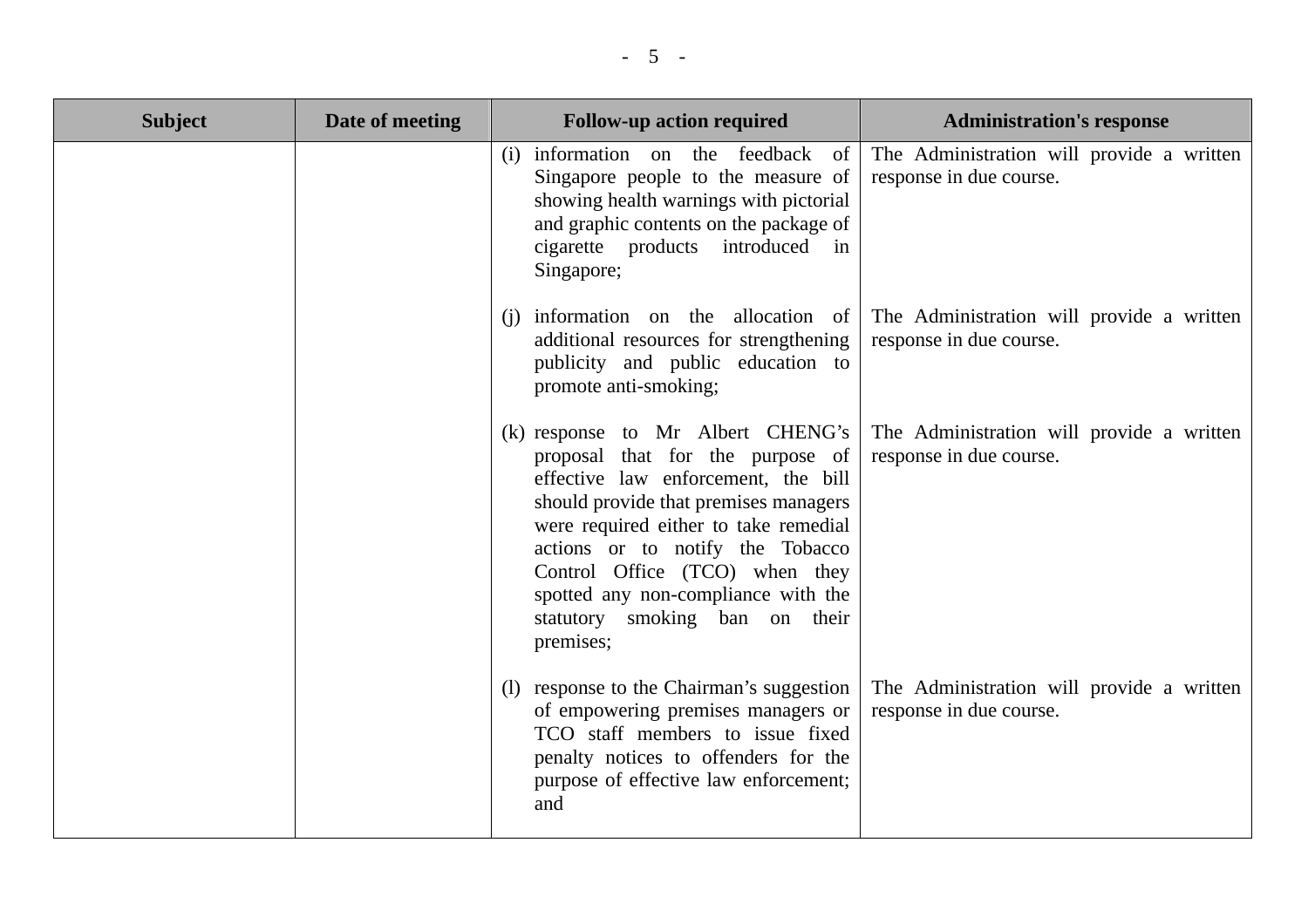| Subject | Date of meeting | Follow-up action required | Administration's response |
|---|---|---|---|
| | | (i) information on the feedback of Singapore people to the measure of showing health warnings with pictorial and graphic contents on the package of cigarette products introduced in Singapore; | The Administration will provide a written response in due course. |
| | | (j) information on the allocation of additional resources for strengthening publicity and public education to promote anti-smoking; | The Administration will provide a written response in due course. |
| | | (k) response to Mr Albert CHENG's proposal that for the purpose of effective law enforcement, the bill should provide that premises managers were required either to take remedial actions or to notify the Tobacco Control Office (TCO) when they spotted any non-compliance with the statutory smoking ban on their premises; | The Administration will provide a written response in due course. |
| | | (l) response to the Chairman's suggestion of empowering premises managers or TCO staff members to issue fixed penalty notices to offenders for the purpose of effective law enforcement; and | The Administration will provide a written response in due course. |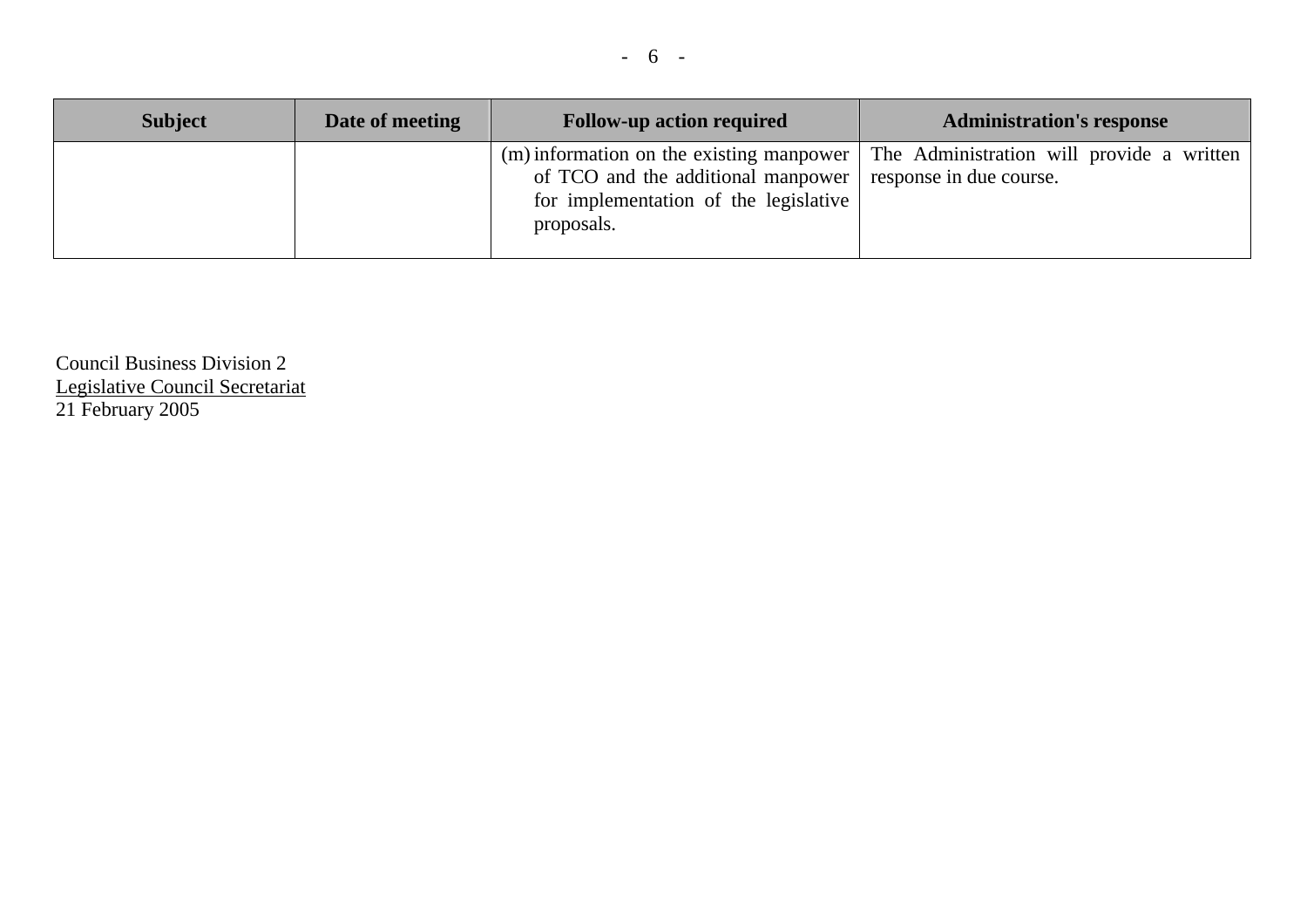| Subject | Date of meeting | Follow-up action required | Administration's response |
| --- | --- | --- | --- |
| | | (m) information on the existing manpower of TCO and the additional manpower for implementation of the legislative proposals. | The Administration will provide a written response in due course. |

Council Business Division 2
Legislative Council Secretariat
21 February 2005